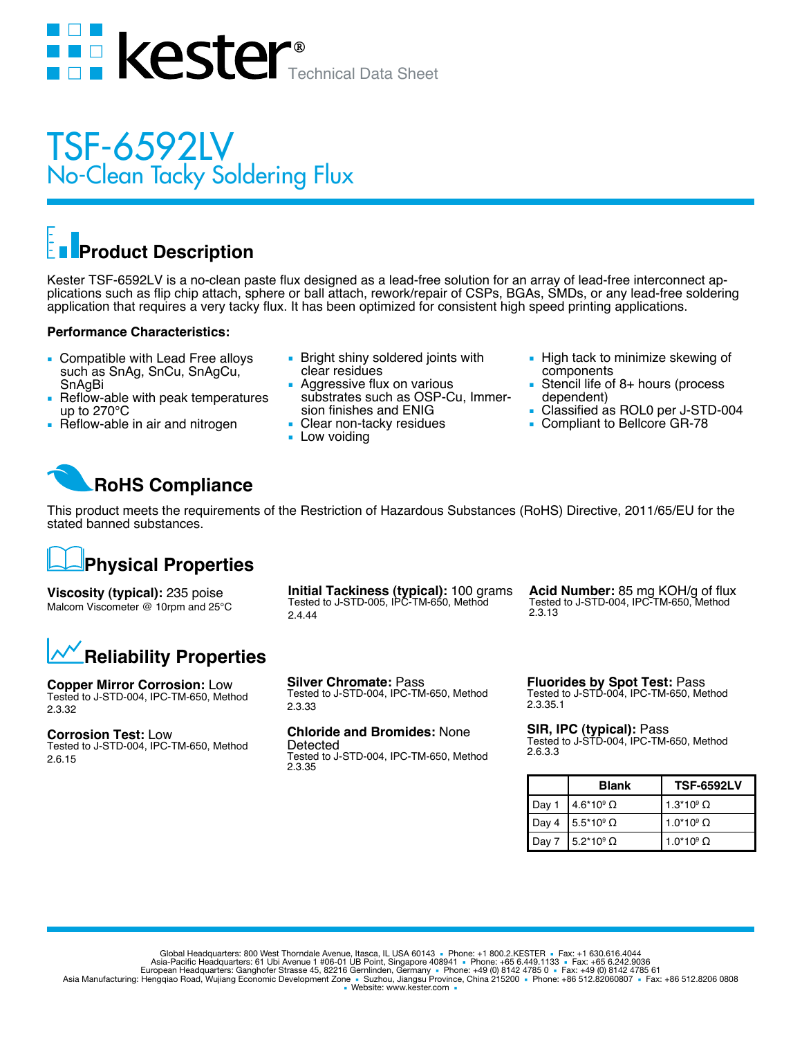# kester® Technical Data Sheet

# TSF-6592LV

## No-Clean Tacky Soldering Flux

## Product Description

Kester TSF-6592LV is a no-clean paste flux designed as a lead-free solution for an array of lead-free interconnect applications such as flip chip attach, sphere or ball attach, rework/repair of CSPs, BGAs, SMDs, or any lead-free soldering application that requires a very tacky flux. It has been optimized for consistent high speed printing applications.

**Performance Characteristics:**

- Compatible with Lead Free alloys such as SnAg, SnCu, SnAgCu, SnAgBi
- Reflow-able with peak temperatures up to 270°C
- Reflow-able in air and nitrogen
- Bright shiny soldered joints with clear residues
- Aggressive flux on various substrates such as OSP-Cu, Immersion finishes and ENIG
- Clear non-tacky residues
- Low voiding
- High tack to minimize skewing of components
- Stencil life of 8+ hours (process dependent)
- Classified as ROL0 per J-STD-004
- Compliant to Bellcore GR-78

## RoHS Compliance

This product meets the requirements of the Restriction of Hazardous Substances (RoHS) Directive, 2011/65/EU for the stated banned substances.

## Physical Properties

**Viscosity (typical):** 235 poise
Malcom Viscometer @ 10rpm and 25°C

**Initial Tackiness (typical):** 100 grams
Tested to J-STD-005, IPC-TM-650, Method 2.4.44

**Acid Number:** 85 mg KOH/g of flux
Tested to J-STD-004, IPC-TM-650, Method 2.3.13

## Reliability Properties

**Copper Mirror Corrosion:** Low
Tested to J-STD-004, IPC-TM-650, Method 2.3.32

**Corrosion Test:** Low
Tested to J-STD-004, IPC-TM-650, Method 2.6.15

**Silver Chromate:** Pass
Tested to J-STD-004, IPC-TM-650, Method 2.3.33

**Chloride and Bromides:** None Detected
Tested to J-STD-004, IPC-TM-650, Method 2.3.35

**Fluorides by Spot Test:** Pass
Tested to J-STD-004, IPC-TM-650, Method 2.3.35.1

**SIR, IPC (typical):** Pass
Tested to J-STD-004, IPC-TM-650, Method 2.6.3.3

| | Blank | TSF-6592LV |
|---|---|---|
| Day 1 | $4.6*10^9$ Ω | $1.3*10^9$ Ω |
| Day 4 | $5.5*10^9$ Ω | $1.0*10^9$ Ω |
| Day 7 | $5.2*10^9$ Ω | $1.0*10^9$ Ω |

Global Headquarters: 800 West Thorndale Avenue, Itasca, IL USA 60143 ▪ Phone: +1 800.2.KESTER ▪ Fax: +1 630.616.4044
Asia-Pacific Headquarters: 61 Ubi Avenue 1 #06-01 UB Point, Singapore 408941 ▪ Phone: +65 6.449.1133 ▪ Fax: +65 6.242.9036
European Headquarters: Ganghofer Strasse 45, 82216 Gernlinden, Germany ▪ Phone: +49 (0) 8142 4785 0 ▪ Fax: +49 (0) 8142 4785 61
Asia Manufacturing: Hengqiao Road, Wujiang Economic Development Zone ▪ Suzhou, Jiangsu Province, China 215200 ▪ Phone: +86 512.82060807 ▪ Fax: +86 512.8206 0808
▪ Website: www.kester.com ▪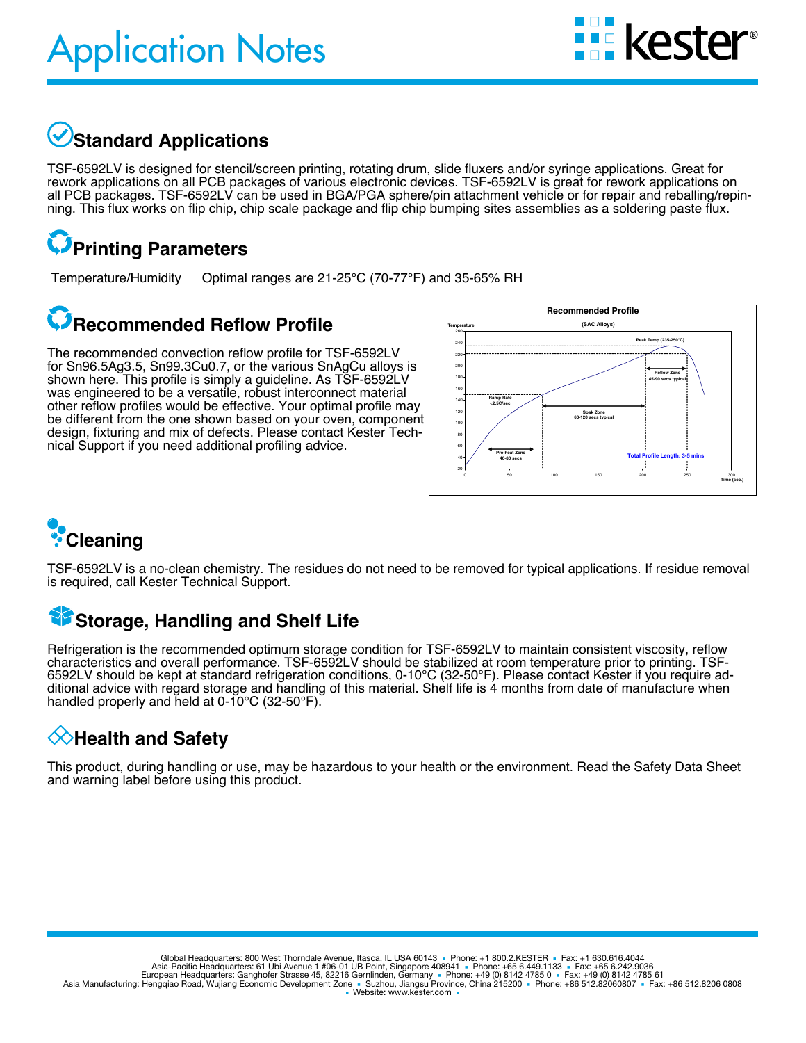# Application Notes

## Standard Applications

TSF-6592LV is designed for stencil/screen printing, rotating drum, slide fluxers and/or syringe applications. Great for rework applications on all PCB packages of various electronic devices. TSF-6592LV is great for rework applications on all PCB packages. TSF-6592LV can be used in BGA/PGA sphere/pin attachment vehicle or for repair and reballing/repinning. This flux works on flip chip, chip scale package and flip chip bumping sites assemblies as a soldering paste flux.

## Printing Parameters

Temperature/Humidity Optimal ranges are 21-25°C (70-77°F) and 35-65% RH

## Recommended Reflow Profile

The recommended convection reflow profile for TSF-6592LV for Sn96.5Ag3.5, Sn99.3Cu0.7, or the various SnAgCu alloys is shown here. This profile is simply a guideline. As TSF-6592LV was engineered to be a versatile, robust interconnect material other reflow profiles would be effective. Your optimal profile may be different from the one shown based on your oven, component design, fixturing and mix of defects. Please contact Kester Technical Support if you need additional profiling advice.

Recommended Profile

(SAC Alloys)

Temperature

260
240
220
200
180
160
140
120
100
80
60
40
20

0 50 100 150 200 250 300

Time (sec.)

Peak Temp (235-250°C)

Reflow Zone
45-90 secs typical

Ramp Rate
<2.5C/sec

Soak Zone
60-120 secs typical

Pre-heat Zone
40-80 secs

Total Profile Length: 3-5 mins

## Cleaning

TSF-6592LV is a no-clean chemistry. The residues do not need to be removed for typical applications. If residue removal is required, call Kester Technical Support.

## Storage, Handling and Shelf Life

Refrigeration is the recommended optimum storage condition for TSF-6592LV to maintain consistent viscosity, reflow characteristics and overall performance. TSF-6592LV should be stabilized at room temperature prior to printing. TSF-6592LV should be kept at standard refrigeration conditions, 0-10°C (32-50°F). Please contact Kester if you require additional advice with regard storage and handling of this material. Shelf life is 4 months from date of manufacture when handled properly and held at 0-10°C (32-50°F).

## Health and Safety

This product, during handling or use, may be hazardous to your health or the environment. Read the Safety Data Sheet and warning label before using this product.

Global Headquarters: 800 West Thorndale Avenue, Itasca, IL USA 60143 ▪ Phone: +1 800.2.KESTER ▪ Fax: +1 630.616.4044
Asia-Pacific Headquarters: 61 Ubi Avenue 1 #06-01 UB Point, Singapore 408941 ▪ Phone: +65 6.449.1133 ▪ Fax: +65 6.242.9036
European Headquarters: Ganghofer Strasse 45, 82216 Gernlinden, Germany ▪ Phone: +49 (0) 8142 4785 0 ▪ Fax: +49 (0) 8142 4785 61
Asia Manufacturing: Hengqiao Road, Wujiang Economic Development Zone ▪ Suzhou, Jiangsu Province, China 215200 ▪ Phone: +86 512.82060807 ▪ Fax: +86 512.8206 0808
▪ Website: www.kester.com ▪